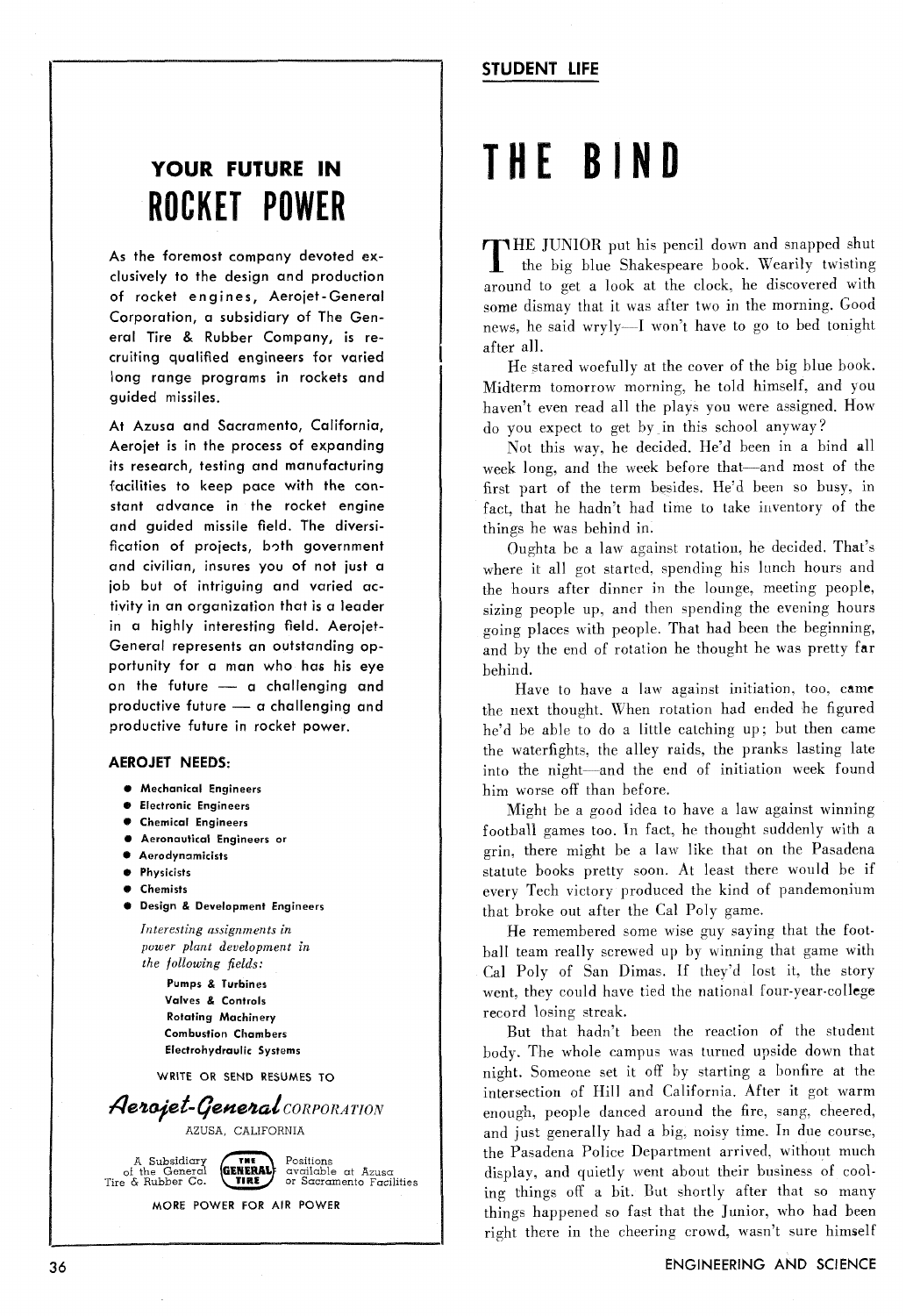## YOUR FUTURE IN

# ROCKET POWER

As the foremost company devoted exclusively to the design and production of rocket engines, Aerojet-General Corporation, a subsidiary of The General Tire & Rubber Company, is recruiting qualified engineers for varied long range programs in rockets and guided missiles.

At Azusa and Sacramento, California, Aerojet is in the process of expanding its research, testing and manufacturing facilities to keep pace with the constant advance in the rocket engine and guided missile field. The diversification of projects, both government and civilian, insures you of not just a job but of intriguing and varied activity in an organization that is a leader in a highly interesting field. Aerojet-General represents an outstanding opportunity for a man who has his eye on the future — a challenging and productive future — a challenging and productive future in rocket power.

**AEROJET NEEDS:**

- **Mechanical Engineers**
- **Electronic Engineers**
- **Chemical Engineers**
- **Aeronautical Engineers or**
- **Aerodynamicists**
- **Physicists**
- **Chemists**
- **Design & Development Engineers**

*Interesting assignments in power plant development in the following fields:*

**Pumps & Turbines**
**Valves & Controls**
**Rotating Machinery**
**Combustion Chambers**
**Electrohydraulic Systems**

WRITE OR SEND RESUMES TO

*Aerojet-General* CORPORATION
AZUSA, CALIFORNIA

A Subsidiary of the General Tire & Rubber Co. — THE GENERAL TIRE — Positions available at Azusa or Sacramento Facilities

MORE POWER FOR AIR POWER

---

**STUDENT LIFE**

# THE BIND

THE JUNIOR put his pencil down and snapped shut the big blue Shakespeare book. Wearily twisting around to get a look at the clock, he discovered with some dismay that it was after two in the morning. Good news, he said wryly—I won't have to go to bed tonight after all.

He stared woefully at the cover of the big blue book. Midterm tomorrow morning, he told himself, and you haven't even read all the plays you were assigned. How do you expect to get by in this school anyway?

Not this way, he decided. He'd been in a bind all week long, and the week before that—and most of the first part of the term besides. He'd been so busy, in fact, that he hadn't had time to take inventory of the things he was behind in.

Oughta be a law against rotation, he decided. That's where it all got started, spending his lunch hours and the hours after dinner in the lounge, meeting people, sizing people up, and then spending the evening hours going places with people. That had been the beginning, and by the end of rotation he thought he was pretty far behind.

Have to have a law against initiation, too, came the next thought. When rotation had ended he figured he'd be able to do a little catching up; but then came the waterfights, the alley raids, the pranks lasting late into the night—and the end of initiation week found him worse off than before.

Might be a good idea to have a law against winning football games too. In fact, he thought suddenly with a grin, there might be a law like that on the Pasadena statute books pretty soon. At least there would be if every Tech victory produced the kind of pandemonium that broke out after the Cal Poly game.

He remembered some wise guy saying that the football team really screwed up by winning that game with Cal Poly of San Dimas. If they'd lost it, the story went, they could have tied the national four-year-college record losing streak.

But that hadn't been the reaction of the student body. The whole campus was turned upside down that night. Someone set it off by starting a bonfire at the intersection of Hill and California. After it got warm enough, people danced around the fire, sang, cheered, and just generally had a big, noisy time. In due course, the Pasadena Police Department arrived, without much display, and quietly went about their business of cooling things off a bit. But shortly after that so many things happened so fast that the Junior, who had been right there in the cheering crowd, wasn't sure himself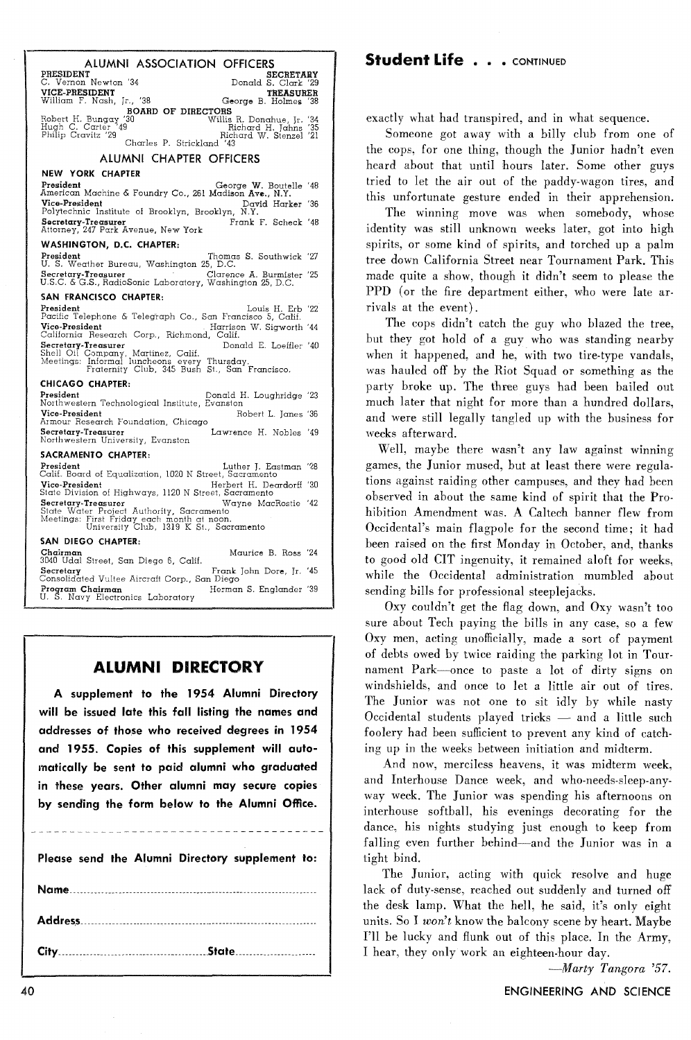## ALUMNI ASSOCIATION OFFICERS

**PRESIDENT**
C. Vernon Newton '34

**SECRETARY**
Donald S. Clark '29

**VICE-PRESIDENT**
William F. Nash, Jr., '38

**TREASURER**
George B. Holmes '38

**BOARD OF DIRECTORS**

Robert H. Bungay '30
Hugh C. Carter '49
Philip Cravitz '29
Willis R. Donahue, Jr. '34
Richard H. Jahns '35
Richard W. Stenzel '21
Charles P. Strickland '43

## ALUMNI CHAPTER OFFICERS

### NEW YORK CHAPTER

**President** — George W. Boutelle '48
American Machine & Foundry Co., 261 Madison Ave., N.Y.

**Vice-President** — David Harker '36
Polytechnic Institute of Brooklyn, Brooklyn, N.Y.

**Secretary-Treasurer** — Frank F. Scheck '48
Attorney, 247 Park Avenue, New York

### WASHINGTON, D.C. CHAPTER:

**President** — Thomas S. Southwick '27
U. S. Weather Bureau, Washington 25, D.C.

**Secretary-Treasurer** — Clarence A. Burmister '25
U.S.C. & G.S., RadioSonic Laboratory, Washington 25, D.C.

### SAN FRANCISCO CHAPTER:

**President** — Louis H. Erb '22
Pacific Telephone & Telegraph Co., San Francisco 5, Calif.

**Vice-President** — Harrison W. Sigworth '44
California Research Corp., Richmond, Calif.

**Secretary-Treasurer** — Donald E. Loeffler '40
Shell Oil Company, Martinez, Calif.

Meetings: Informal luncheons every Thursday. Fraternity Club, 345 Bush St., San Francisco.

### CHICAGO CHAPTER:

**President** — Donald H. Loughridge '23
Northwestern Technological Institute, Evanston

**Vice-President** — Robert L. Janes '36
Armour Research Foundation, Chicago

**Secretary-Treasurer** — Lawrence H. Nobles '49
Northwestern University, Evanston

### SACRAMENTO CHAPTER:

**President** — Luther J. Eastman '28
Calif. Board of Equalization, 1020 N Street, Sacramento

**Vice-President** — Herbert H. Deardorff '30
State Division of Highways, 1120 N Street, Sacramento

**Secretary-Treasurer** — Wayne MacRostie '42
State Water Project Authority, Sacramento

Meetings: First Friday each month at noon. University Club, 1319 K St., Sacramento

### SAN DIEGO CHAPTER:

**Chairman** — Maurice B. Ross '24
3040 Udal Street, San Diego 6, Calif.

**Secretary** — Frank John Dore, Jr. '45
Consolidated Vultee Aircraft Corp., San Diego

**Program Chairman** — Herman S. Englander '39
U. S. Navy Electronics Laboratory

## ALUMNI DIRECTORY

**A supplement to the 1954 Alumni Directory will be issued late this fall listing the names and addresses of those who received degrees in 1954 and 1955. Copies of this supplement will automatically be sent to paid alumni who graduated in these years. Other alumni may secure copies by sending the form below to the Alumni Office.**

---

**Please send the Alumni Directory supplement to:**

**Name**..............................................................

**Address**..............................................................

**City**..............................................**State**........................

## Student Life . . . CONTINUED

exactly what had transpired, and in what sequence.

Someone got away with a billy club from one of the cops, for one thing, though the Junior hadn't even heard about that until hours later. Some other guys tried to let the air out of the paddy-wagon tires, and this unfortunate gesture ended in their apprehension.

The winning move was when somebody, whose identity was still unknown weeks later, got into high spirits, or some kind of spirits, and torched up a palm tree down California Street near Tournament Park. This made quite a show, though it didn't seem to please the PPD (or the fire department either, who were late arrivals at the event).

The cops didn't catch the guy who blazed the tree, but they got hold of a guy who was standing nearby when it happened, and he, with two tire-type vandals, was hauled off by the Riot Squad or something as the party broke up. The three guys had been bailed out much later that night for more than a hundred dollars, and were still legally tangled up with the business for weeks afterward.

Well, maybe there wasn't any law against winning games, the Junior mused, but at least there were regulations against raiding other campuses, and they had been observed in about the same kind of spirit that the Prohibition Amendment was. A Caltech banner flew from Occidental's main flagpole for the second time; it had been raised on the first Monday in October, and, thanks to good old CIT ingenuity, it remained aloft for weeks, while the Occidental administration mumbled about sending bills for professional steeplejacks.

Oxy couldn't get the flag down, and Oxy wasn't too sure about Tech paying the bills in any case, so a few Oxy men, acting unofficially, made a sort of payment of debts owed by twice raiding the parking lot in Tournament Park—once to paste a lot of dirty signs on windshields, and once to let a little air out of tires. The Junior was not one to sit idly by while nasty Occidental students played tricks — and a little such foolery had been sufficient to prevent any kind of catching up in the weeks between initiation and midterm.

And now, merciless heavens, it was midterm week, and Interhouse Dance week, and who-needs-sleep-anyway week. The Junior was spending his afternoons on interhouse softball, his evenings decorating for the dance, his nights studying just enough to keep from falling even further behind—and the Junior was in a tight bind.

The Junior, acting with quick resolve and huge lack of duty-sense, reached out suddenly and turned off the desk lamp. What the hell, he said, it's only eight units. So I *won't* know the balcony scene by heart. Maybe I'll be lucky and flunk out of this place. In the Army, I hear, they only work an eighteen-hour day.

*—Marty Tangora '57.*